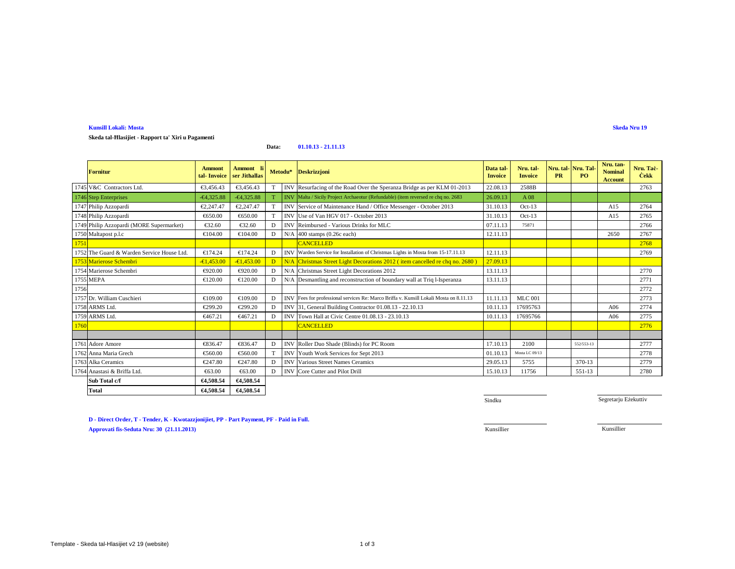**Kunsill Lokali: Mosta**

**Skeda Nru 19**

**Skeda tal-Ħlasijiet - Rapport ta' Xiri u Pagamenti**

**Data:** **01.10.13 - 21.11.13**

| | Fornitur | Ammont tal- Invoice | Ammont li ser Jithallas | Metodu* | | Deskrizzjoni | Data tal-Invoice | Nru. tal-Invoice | Nru. tal-PR | Nru. Tal-PO | Nru. tan-Nominal Account | Nru. Taċ-Ċekk |
|---|---|---|---|---|---|---|---|---|---|---|---|---|
| 1745 | V&C Contractors Ltd. | €3,456.43 | €3,456.43 | T | INV | Resurfacing of the Road Over the Speranza Bridge as per KLM 01-2013 | 22.08.13 | 2588B | | | | 2763 |
| 1746 | Step Enterprises | -€4,325.88 | -€4,325.88 | T | INV | Malta / Sicily Project Archaeotur (Refundable) (item reversed re chq no. 2683 | 26.09.13 | A 08 | | | | |
| 1747 | Philip Azzopardi | €2,247.47 | €2,247.47 | T | INV | Service of Maintenance Hand / Office Messenger - October 2013 | 31.10.13 | Oct-13 | | | A15 | 2764 |
| 1748 | Philip Azzopardi | €650.00 | €650.00 | T | INV | Use of Van HGV 017 - October 2013 | 31.10.13 | Oct-13 | | | A15 | 2765 |
| 1749 | Philip Azzopardi (MORE Supermarket) | €32.60 | €32.60 | D | INV | Reimbursed - Various Drinks for MLC | 07.11.13 | 75871 | | | | 2766 |
| 1750 | Maltapost p.l.c | €104.00 | €104.00 | D | N/A | 400 stamps (0.26c each) | 12.11.13 | | | | 2650 | 2767 |
| 1751 | | | | | | CANCELLED | | | | | | 2768 |
| 1752 | The Guard & Warden Service House Ltd. | €174.24 | €174.24 | D | INV | Warden Service for Installation of Christmas Lights in Mosta from 15-17.11.13 | 12.11.13 | | | | | 2769 |
| 1753 | Marierose Schembri | -€1,453.00 | -€1,453.00 | D | N/A | Christmas Street Light Decorations 2012 ( item cancelled re chq no. 2680 ) | 27.09.13 | | | | | |
| 1754 | Marierose Schembri | €920.00 | €920.00 | D | N/A | Christmas Street Light Decorations 2012 | 13.11.13 | | | | | 2770 |
| 1755 | MEPA | €120.00 | €120.00 | D | N/A | Desmantling and reconstruction of boundary wall at Triq l-Isperanza | 13.11.13 | | | | | 2771 |
| 1756 | | | | | | | | | | | | 2772 |
| 1757 | Dr. William Cuschieri | €109.00 | €109.00 | D | INV | Fees for professional services Re: Marco Briffa v. Kunsill Lokali Mosta on 8.11.13 | 11.11.13 | MLC 001 | | | | 2773 |
| 1758 | ARMS Ltd. | €299.20 | €299.20 | D | INV | 31, General Building Contractor 01.08.13 - 22.10.13 | 10.11.13 | 17695763 | | | A06 | 2774 |
| 1759 | ARMS Ltd. | €467.21 | €467.21 | D | INV | Town Hall at Civic Centre 01.08.13 - 23.10.13 | 10.11.13 | 17695766 | | | A06 | 2775 |
| 1760 | | | | | | CANCELLED | | | | | | 2776 |
| | | | | | | | | | | | | |
| 1761 | Adore Amore | €836.47 | €836.47 | D | INV | Roller Duo Shade (Blinds) for PC Room | 17.10.13 | 2100 | | 552/553-13 | | 2777 |
| 1762 | Anna Maria Grech | €560.00 | €560.00 | T | INV | Youth Work Services for Sept 2013 | 01.10.13 | Mosta LC 09/13 | | | | 2778 |
| 1763 | Alka Ceramics | €247.80 | €247.80 | D | INV | Various Street Names Ceramics | 29.05.13 | 5755 | | 370-13 | | 2779 |
| 1764 | Anastasi & Briffa Ltd. | €63.00 | €63.00 | D | INV | Core Cutter and Pilot Drill | 15.10.13 | 11756 | | 551-13 | | 2780 |
| | **Sub Total c/f** | **€4,508.54** | **€4,508.54** | | | | | | | | | |
| | **Total** | **€4,508.54** | **€4,508.54** | | | | | | | | | |

Sindku — Segretarju Eżekuttiv

Kunsillier — Kunsillier

**D - Direct Order, T - Tender, K - Kwotazzjonijiet, PP - Part Payment, PF - Paid in Full.**

**Approvati fis-Seduta Nru: 30 (21.11.2013)**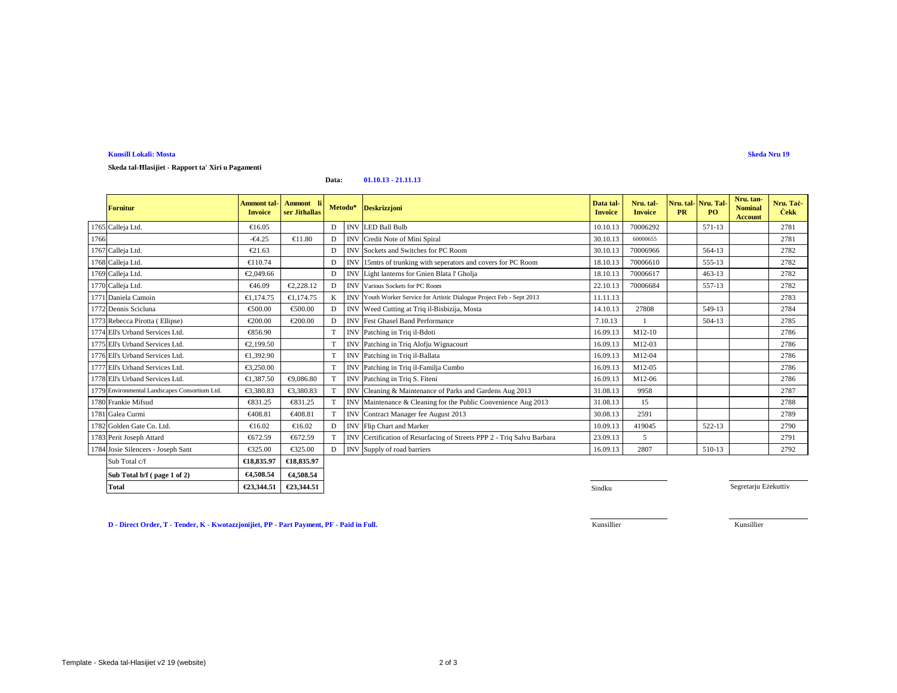**Kunsill Lokali: Mosta**

**Skeda Nru 19**

**Skeda tal-Ħlasijiet - Rapport ta' Xiri u Pagamenti**

**Data:** **01.10.13 - 21.11.13**

| | Fornitur | Ammont tal-Invoice | Ammont li ser Jithallas | Metodu* | | Deskrizzjoni | Data tal-Invoice | Nru. tal-Invoice | Nru. tal-PR | Nru. Tal-PO | Nru. tan-Nominal Account | Nru. Taċ-Ċekk |
|---|---|---|---|---|---|---|---|---|---|---|---|---|
| 1765 | Calleja Ltd. | €16.05 | | D | INV | LED Ball Bulb | 10.10.13 | 70006292 | | 571-13 | | 2781 |
| 1766 | | -€4.25 | €11.80 | D | INV | Credit Note of Mini Spiral | 30.10.13 | 60000655 | | | | 2781 |
| 1767 | Calleja Ltd. | €21.63 | | D | INV | Sockets and Switches for PC Room | 30.10.13 | 70006966 | | 564-13 | | 2782 |
| 1768 | Calleja Ltd. | €110.74 | | D | INV | 15mtrs of trunking with seperators and covers for PC Room | 18.10.13 | 70006610 | | 555-13 | | 2782 |
| 1769 | Calleja Ltd. | €2,049.66 | | D | INV | Light lanterns for Gnien Blata l' Gholja | 18.10.13 | 70006617 | | 463-13 | | 2782 |
| 1770 | Calleja Ltd. | €46.09 | €2,228.12 | D | INV | Various Sockets for PC Room | 22.10.13 | 70006684 | | 557-13 | | 2782 |
| 1771 | Daniela Camoin | €1,174.75 | €1,174.75 | K | INV | Youth Worker Service for Artistic Dialogue Project Feb - Sept 2013 | 11.11.13 | | | | | 2783 |
| 1772 | Dennis Scicluna | €500.00 | €500.00 | D | INV | Weed Cutting at Triq il-Bisbizija, Mosta | 14.10.13 | 27808 | | 549-13 | | 2784 |
| 1773 | Rebecca Pirotta ( Ellipse) | €200.00 | €200.00 | D | INV | Fest Ghasel Band Performance | 7.10.13 | 1 | | 504-13 | | 2785 |
| 1774 | Ell's Urband Services Ltd. | €856.90 | | T | INV | Patching in Triq il-Bdoti | 16.09.13 | M12-10 | | | | 2786 |
| 1775 | Ell's Urband Services Ltd. | €2,199.50 | | T | INV | Patching in Triq Alofju Wignacourt | 16.09.13 | M12-03 | | | | 2786 |
| 1776 | Ell's Urband Services Ltd. | €1,392.90 | | T | INV | Patching in Triq il-Ballata | 16.09.13 | M12-04 | | | | 2786 |
| 1777 | Ell's Urband Services Ltd. | €3,250.00 | | T | INV | Patching in Triq il-Familja Cumbo | 16.09.13 | M12-05 | | | | 2786 |
| 1778 | Ell's Urband Services Ltd. | €1,387.50 | €9,086.80 | T | INV | Patching in Triq S. Fiteni | 16.09.13 | M12-06 | | | | 2786 |
| 1779 | Environmental Landscapes Consortium Ltd. | €3,380.83 | €3,380.83 | T | INV | Cleaning & Maintenance of Parks and Gardens Aug 2013 | 31.08.13 | 9958 | | | | 2787 |
| 1780 | Frankie Mifsud | €831.25 | €831.25 | T | INV | Maintenance & Cleaning for the Public Convenience Aug 2013 | 31.08.13 | 15 | | | | 2788 |
| 1781 | Galea Curmi | €408.81 | €408.81 | T | INV | Contract Manager fee August 2013 | 30.08.13 | 2591 | | | | 2789 |
| 1782 | Golden Gate Co. Ltd. | €16.02 | €16.02 | D | INV | Flip Chart and Marker | 10.09.13 | 419045 | | 522-13 | | 2790 |
| 1783 | Perit Joseph Attard | €672.59 | €672.59 | T | INV | Certification of Resurfacing of Streets PPP 2 - Triq Salvu Barbara | 23.09.13 | 5 | | | | 2791 |
| 1784 | Josie Silencers - Joseph Sant | €325.00 | €325.00 | D | INV | Supply of road barriers | 16.09.13 | 2807 | | 510-13 | | 2792 |
| | Sub Total c/f | **€18,835.97** | **€18,835.97** | | | | | | | | | |
| | **Sub Total b/f ( page 1 of 2)** | **€4,508.54** | **€4,508.54** | | | | | | | | | |
| | **Total** | **€23,344.51** | **€23,344.51** | | | | | | | | | |

Sindku &nbsp;&nbsp;&nbsp;&nbsp; Segretarju Eżekuttiv

Kunsillier &nbsp;&nbsp;&nbsp;&nbsp; Kunsillier

**D - Direct Order, T - Tender, K - Kwotazzjonijiet, PP - Part Payment, PF - Paid in Full.**

Template - Skeda tal-Hlasijiet v2 19 (website)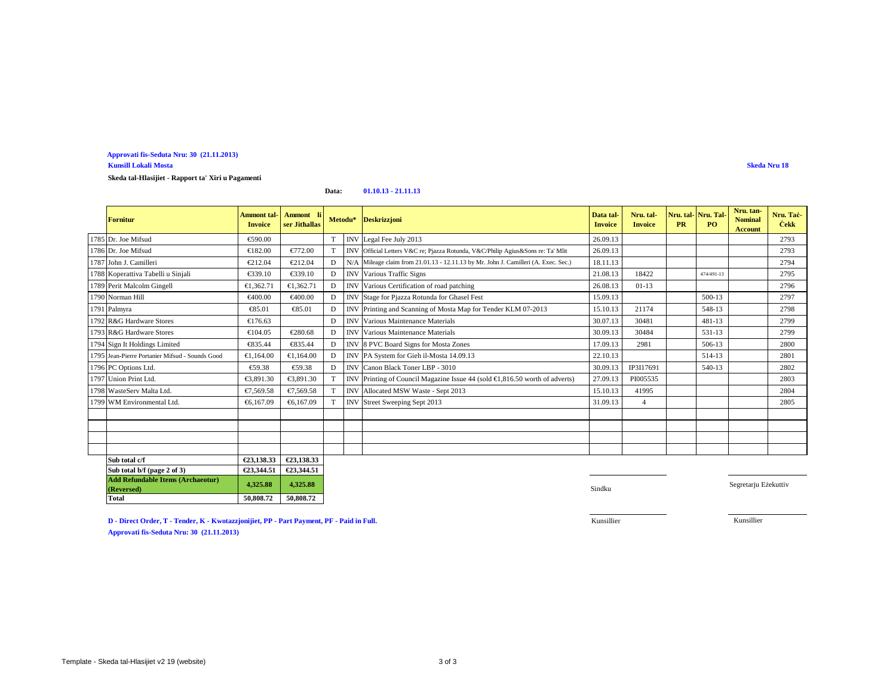**Approvati fis-Seduta Nru: 30 (21.11.2013)**

**Kunsill Lokali Mosta**

**Skeda Nru 18**

**Skeda tal-Hlasijiet - Rapport ta' Xiri u Pagamenti**

**Data: 01.10.13 - 21.11.13**

| | Fornitur | Ammont tal-Invoice | Ammont li ser Jithallas | Metodu* | | Deskrizzjoni | Data tal-Invoice | Nru. tal-Invoice | Nru. tal-PR | Nru. Tal-PO | Nru. tan-Nominal Account | Nru. Taċ-Ċekk |
|---|---|---|---|---|---|---|---|---|---|---|---|---|
| 1785 | Dr. Joe Mifsud | €590.00 | | T | INV | Legal Fee July 2013 | 26.09.13 | | | | | 2793 |
| 1786 | Dr. Joe Mifsud | €182.00 | €772.00 | T | INV | Official Letters V&C re; Pjazza Rotunda, V&C/Philip Agius&Sons re: Ta' Mlit | 26.09.13 | | | | | 2793 |
| 1787 | John J. Camilleri | €212.04 | €212.04 | D | N/A | Mileage claim from 21.01.13 - 12.11.13 by Mr. John J. Camilleri (A. Exec. Sec.) | 18.11.13 | | | | | 2794 |
| 1788 | Koperattiva Tabelli u Sinjali | €339.10 | €339.10 | D | INV | Various Traffic Signs | 21.08.13 | 18422 | | 474/491-13 | | 2795 |
| 1789 | Perit Malcolm Gingell | €1,362.71 | €1,362.71 | D | INV | Various Certification of road patching | 26.08.13 | 01-13 | | | | 2796 |
| 1790 | Norman Hill | €400.00 | €400.00 | D | INV | Stage for Pjazza Rotunda for Ghasel Fest | 15.09.13 | | | 500-13 | | 2797 |
| 1791 | Palmyra | €85.01 | €85.01 | D | INV | Printing and Scanning of Mosta Map for Tender KLM 07-2013 | 15.10.13 | 21174 | | 548-13 | | 2798 |
| 1792 | R&G Hardware Stores | €176.63 | | D | INV | Various Maintenance Materials | 30.07.13 | 30481 | | 481-13 | | 2799 |
| 1793 | R&G Hardware Stores | €104.05 | €280.68 | D | INV | Various Maintenance Materials | 30.09.13 | 30484 | | 531-13 | | 2799 |
| 1794 | Sign It Holdings Limited | €835.44 | €835.44 | D | INV | 8 PVC Board Signs for Mosta Zones | 17.09.13 | 2981 | | 506-13 | | 2800 |
| 1795 | Jean-Pierre Portanier Mifsud - Sounds Good | €1,164.00 | €1,164.00 | D | INV | PA System for Gieh il-Mosta 14.09.13 | 22.10.13 | | | 514-13 | | 2801 |
| 1796 | PC Options Ltd. | €59.38 | €59.38 | D | INV | Canon Black Toner LBP - 3010 | 30.09.13 | IP3I17691 | | 540-13 | | 2802 |
| 1797 | Union Print Ltd. | €3,891.30 | €3,891.30 | T | INV | Printing of Council Magazine Issue 44 (sold €1,816.50 worth of adverts) | 27.09.13 | PI005535 | | | | 2803 |
| 1798 | WasteServ Malta Ltd. | €7,569.58 | €7,569.58 | T | INV | Allocated MSW Waste - Sept 2013 | 15.10.13 | 41995 | | | | 2804 |
| 1799 | WM Environmental Ltd. | €6,167.09 | €6,167.09 | T | INV | Street Sweeping Sept 2013 | 31.09.13 | 4 | | | | 2805 |
| | | | | | | | | | | | | |
| | | | | | | | | | | | | |
| | | | | | | | | | | | | |
| | | | | | | | | | | | | |

| | | |
|---|---|---|
| **Sub total c/f** | **€23,138.33** | **€23,138.33** |
| **Sub total b/f (page 2 of 3)** | **€23,344.51** | **€23,344.51** |
| **Add Refundable Items (Archaeotur) (Reversed)** | **4,325.88** | **4,325.88** |
| **Total** | **50,808.72** | **50,808.72** |

Sindku

Segretarju Eżekuttiv

Kunsillier

Kunsillier

**D - Direct Order, T - Tender, K - Kwotazzjonijiet, PP - Part Payment, PF - Paid in Full.**

**Approvati fis-Seduta Nru: 30 (21.11.2013)**